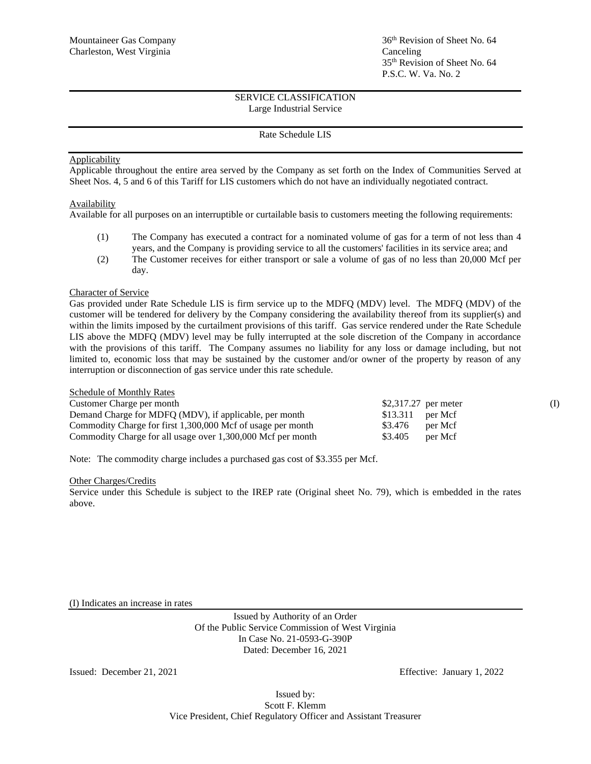Mountaineer Gas Company
Charleston, West Virginia

36th Revision of Sheet No. 64
Canceling
35th Revision of Sheet No. 64
P.S.C. W. Va. No. 2

## SERVICE CLASSIFICATION
Large Industrial Service

## Rate Schedule LIS

### Applicability

Applicable throughout the entire area served by the Company as set forth on the Index of Communities Served at Sheet Nos. 4, 5 and 6 of this Tariff for LIS customers which do not have an individually negotiated contract.

### Availability

Available for all purposes on an interruptible or curtailable basis to customers meeting the following requirements:

(1) The Company has executed a contract for a nominated volume of gas for a term of not less than 4 years, and the Company is providing service to all the customers' facilities in its service area; and

(2) The Customer receives for either transport or sale a volume of gas of no less than 20,000 Mcf per day.

### Character of Service

Gas provided under Rate Schedule LIS is firm service up to the MDFQ (MDV) level. The MDFQ (MDV) of the customer will be tendered for delivery by the Company considering the availability thereof from its supplier(s) and within the limits imposed by the curtailment provisions of this tariff. Gas service rendered under the Rate Schedule LIS above the MDFQ (MDV) level may be fully interrupted at the sole discretion of the Company in accordance with the provisions of this tariff. The Company assumes no liability for any loss or damage including, but not limited to, economic loss that may be sustained by the customer and/or owner of the property by reason of any interruption or disconnection of gas service under this rate schedule.

### Schedule of Monthly Rates

| Charge | Rate | Unit | |
|---|---|---|---|
| Customer Charge per month | $2,317.27 | per meter | (I) |
| Demand Charge for MDFQ (MDV), if applicable, per month | $13.311 | per Mcf | |
| Commodity Charge for first 1,300,000 Mcf of usage per month | $3.476 | per Mcf | |
| Commodity Charge for all usage over 1,300,000 Mcf per month | $3.405 | per Mcf | |

Note: The commodity charge includes a purchased gas cost of $3.355 per Mcf.

### Other Charges/Credits

Service under this Schedule is subject to the IREP rate (Original sheet No. 79), which is embedded in the rates above.

(I) Indicates an increase in rates

Issued by Authority of an Order
Of the Public Service Commission of West Virginia
In Case No. 21-0593-G-390P
Dated: December 16, 2021

Issued: December 21, 2021

Effective: January 1, 2022

Issued by:
Scott F. Klemm
Vice President, Chief Regulatory Officer and Assistant Treasurer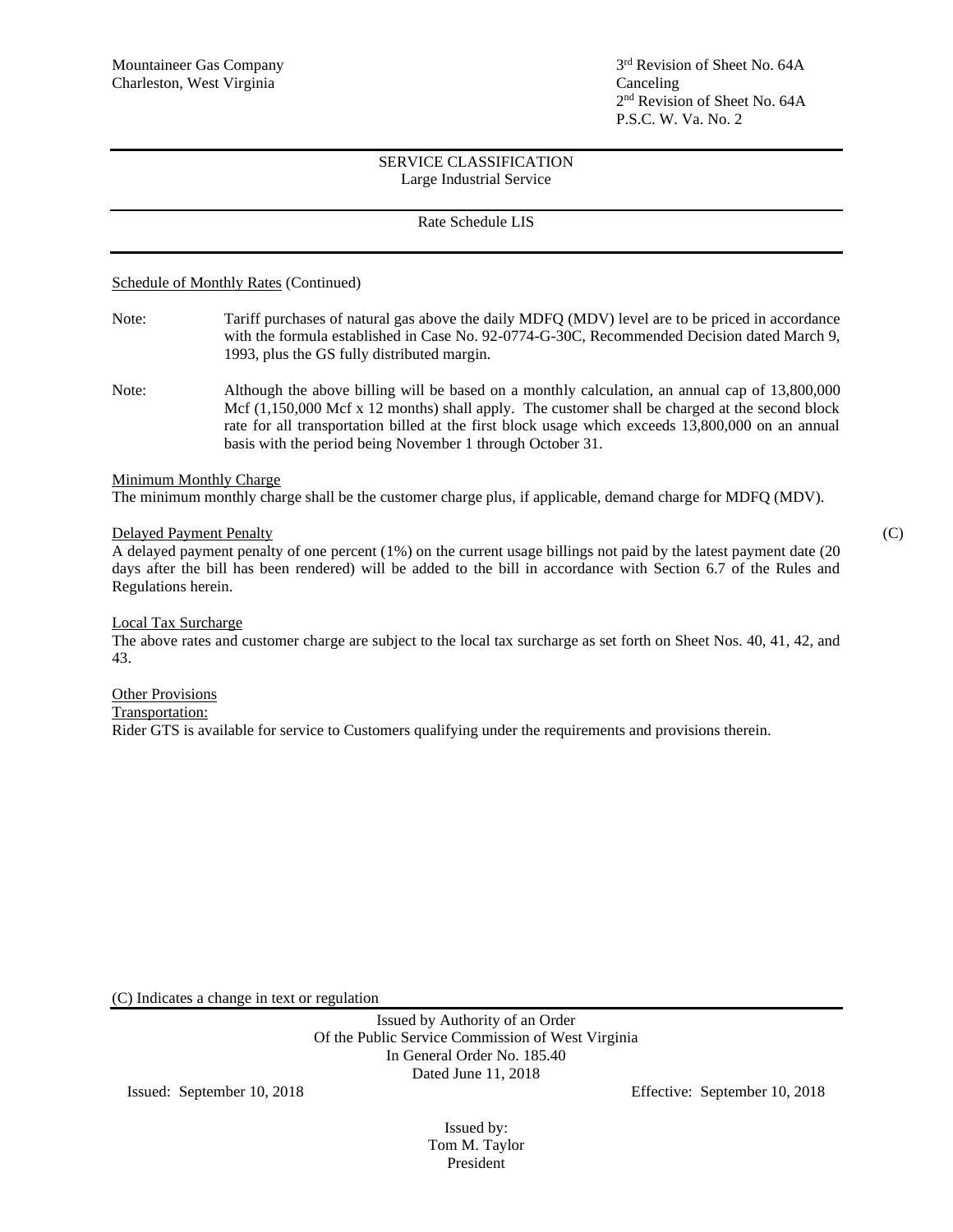Mountaineer Gas Company
Charleston, West Virginia

3rd Revision of Sheet No. 64A
Canceling
2nd Revision of Sheet No. 64A
P.S.C. W. Va. No. 2

SERVICE CLASSIFICATION
Large Industrial Service

Rate Schedule LIS

<u>Schedule of Monthly Rates</u> (Continued)

Note: Tariff purchases of natural gas above the daily MDFQ (MDV) level are to be priced in accordance with the formula established in Case No. 92-0774-G-30C, Recommended Decision dated March 9, 1993, plus the GS fully distributed margin.

Note: Although the above billing will be based on a monthly calculation, an annual cap of 13,800,000 Mcf (1,150,000 Mcf x 12 months) shall apply. The customer shall be charged at the second block rate for all transportation billed at the first block usage which exceeds 13,800,000 on an annual basis with the period being November 1 through October 31.

<u>Minimum Monthly Charge</u>
The minimum monthly charge shall be the customer charge plus, if applicable, demand charge for MDFQ (MDV).

<u>Delayed Payment Penalty</u> (C)
A delayed payment penalty of one percent (1%) on the current usage billings not paid by the latest payment date (20 days after the bill has been rendered) will be added to the bill in accordance with Section 6.7 of the Rules and Regulations herein.

<u>Local Tax Surcharge</u>
The above rates and customer charge are subject to the local tax surcharge as set forth on Sheet Nos. 40, 41, 42, and 43.

<u>Other Provisions</u>
<u>Transportation:</u>
Rider GTS is available for service to Customers qualifying under the requirements and provisions therein.

(C) Indicates a change in text or regulation

Issued by Authority of an Order
Of the Public Service Commission of West Virginia
In General Order No. 185.40
Dated June 11, 2018

Issued: September 10, 2018 Effective: September 10, 2018

Issued by:
Tom M. Taylor
President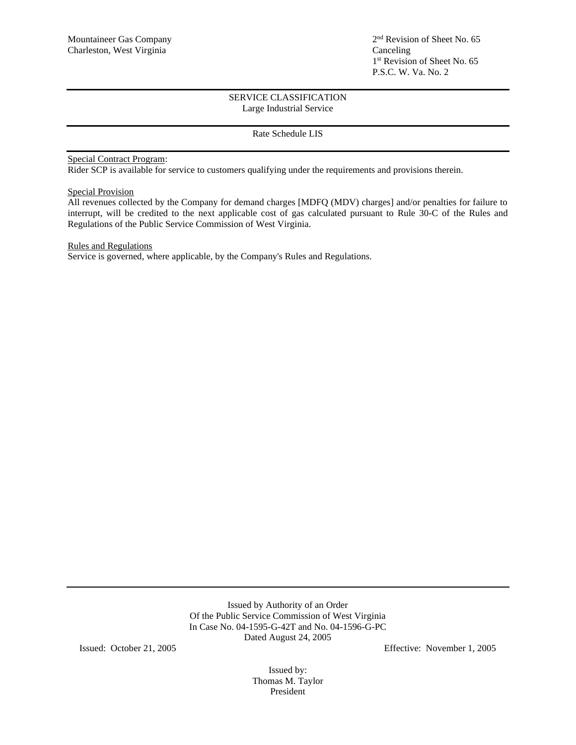Mountaineer Gas Company
Charleston, West Virginia

2nd Revision of Sheet No. 65
Canceling
1st Revision of Sheet No. 65
P.S.C. W. Va. No. 2

SERVICE CLASSIFICATION
Large Industrial Service

Rate Schedule LIS

Special Contract Program:
Rider SCP is available for service to customers qualifying under the requirements and provisions therein.

Special Provision
All revenues collected by the Company for demand charges [MDFQ (MDV) charges] and/or penalties for failure to interrupt, will be credited to the next applicable cost of gas calculated pursuant to Rule 30-C of the Rules and Regulations of the Public Service Commission of West Virginia.

Rules and Regulations
Service is governed, where applicable, by the Company's Rules and Regulations.

Issued by Authority of an Order
Of the Public Service Commission of West Virginia
In Case No. 04-1595-G-42T and No. 04-1596-G-PC
Dated August 24, 2005

Issued: October 21, 2005

Effective: November 1, 2005

Issued by:
Thomas M. Taylor
President